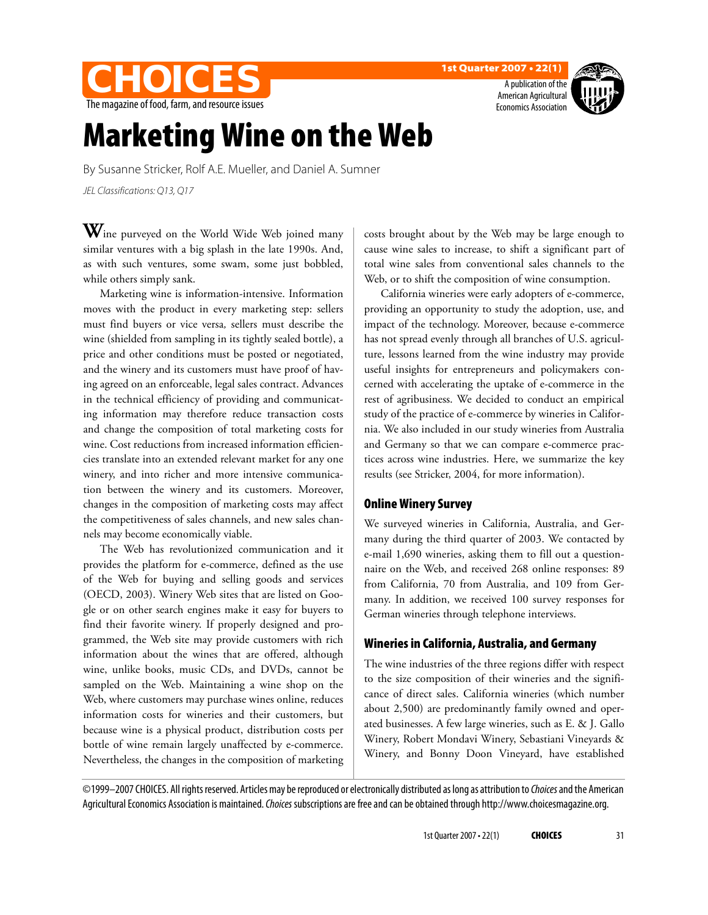# Marketing Wine on the Web

By Susanne Stricker, Rolf A.E. Mueller, and Daniel A. Sumner

*JEL Classifications: Q13, Q17*

Wine purveyed on the World Wide Web joined many similar ventures with a big splash in the late 1990s. And, as with such ventures, some swam, some just bobbled, while others simply sank.

Marketing wine is information-intensive. Information moves with the product in every marketing step: sellers must find buyers or vice versa*,* sellers must describe the wine (shielded from sampling in its tightly sealed bottle), a price and other conditions must be posted or negotiated, and the winery and its customers must have proof of having agreed on an enforceable, legal sales contract. Advances in the technical efficiency of providing and communicating information may therefore reduce transaction costs and change the composition of total marketing costs for wine. Cost reductions from increased information efficiencies translate into an extended relevant market for any one winery, and into richer and more intensive communication between the winery and its customers. Moreover, changes in the composition of marketing costs may affect the competitiveness of sales channels, and new sales channels may become economically viable.

The Web has revolutionized communication and it provides the platform for e-commerce, defined as the use of the Web for buying and selling goods and services (OECD, 2003). Winery Web sites that are listed on Google or on other search engines make it easy for buyers to find their favorite winery. If properly designed and programmed, the Web site may provide customers with rich information about the wines that are offered, although wine, unlike books, music CDs, and DVDs, cannot be sampled on the Web. Maintaining a wine shop on the Web, where customers may purchase wines online, reduces information costs for wineries and their customers, but because wine is a physical product, distribution costs per bottle of wine remain largely unaffected by e-commerce. Nevertheless, the changes in the composition of marketing costs brought about by the Web may be large enough to cause wine sales to increase, to shift a significant part of total wine sales from conventional sales channels to the Web, or to shift the composition of wine consumption.

California wineries were early adopters of e-commerce, providing an opportunity to study the adoption, use, and impact of the technology. Moreover, because e-commerce has not spread evenly through all branches of U.S. agriculture, lessons learned from the wine industry may provide useful insights for entrepreneurs and policymakers concerned with accelerating the uptake of e-commerce in the rest of agribusiness. We decided to conduct an empirical study of the practice of e-commerce by wineries in California. We also included in our study wineries from Australia and Germany so that we can compare e-commerce practices across wine industries. Here, we summarize the key results (see Stricker, 2004, for more information).

## Online Winery Survey

We surveyed wineries in California, Australia, and Germany during the third quarter of 2003. We contacted by e-mail 1,690 wineries, asking them to fill out a questionnaire on the Web, and received 268 online responses: 89 from California, 70 from Australia, and 109 from Germany. In addition, we received 100 survey responses for German wineries through telephone interviews.

## Wineries in California, Australia, and Germany

The wine industries of the three regions differ with respect to the size composition of their wineries and the significance of direct sales. California wineries (which number about 2,500) are predominantly family owned and operated businesses. A few large wineries, such as E. & J. Gallo Winery, Robert Mondavi Winery, Sebastiani Vineyards & Winery, and Bonny Doon Vineyard, have established

©1999–2007 CHOICES. All rights reserved. Articles may be reproduced or electronically distributed as long as attribution to *Choices* and the American Agricultural Economics Association is maintained. *Choices* subscriptions are free and can be obtained through http://www.choicesmagazine.org.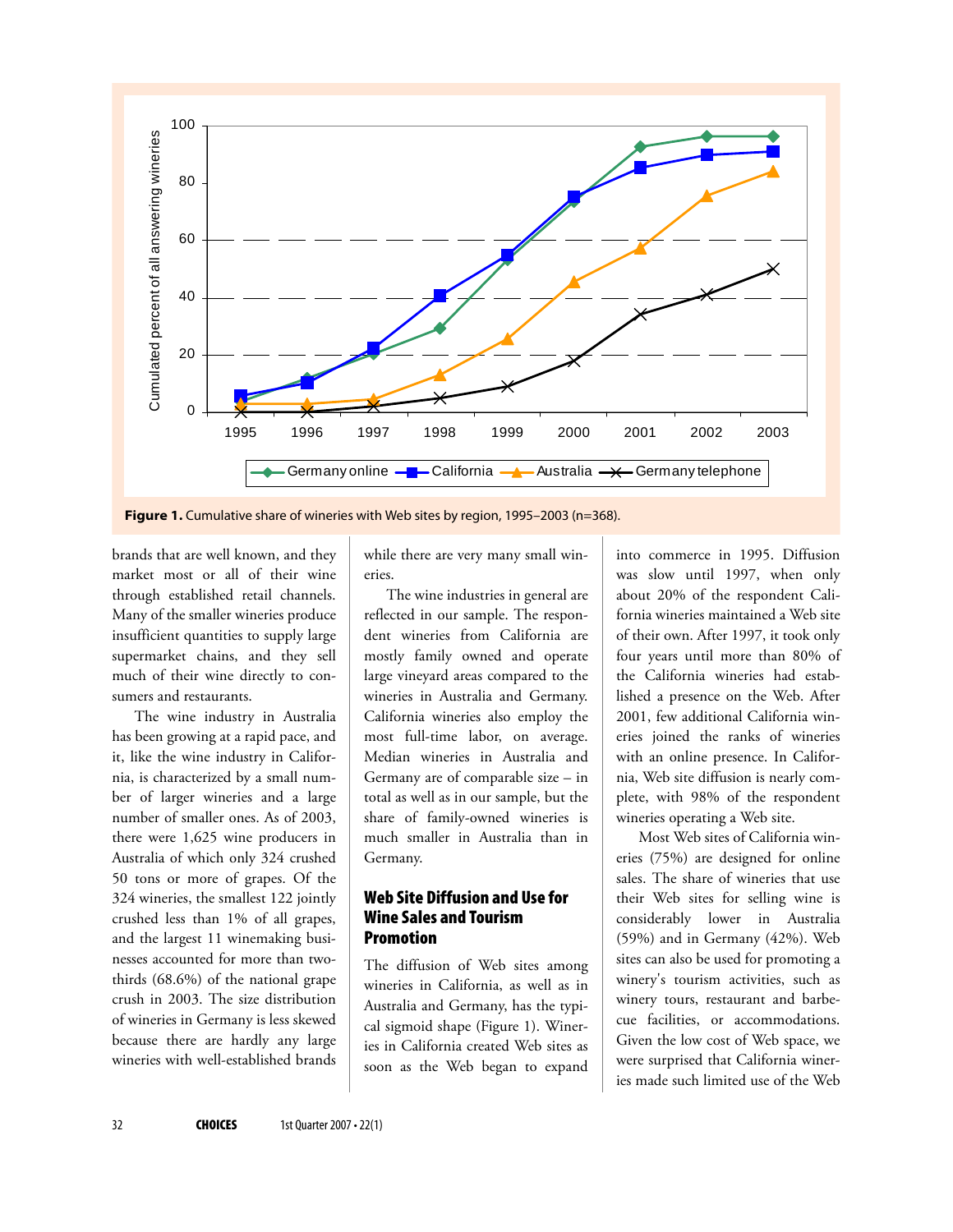**Figure 1.** Cumulative share of wineries with Web sites by region, 1995–2003 (n=368).

brands that are well known, and they market most or all of their wine through established retail channels. Many of the smaller wineries produce insufficient quantities to supply large supermarket chains, and they sell much of their wine directly to consumers and restaurants.

The wine industry in Australia has been growing at a rapid pace, and it, like the wine industry in California, is characterized by a small number of larger wineries and a large number of smaller ones. As of 2003, there were 1,625 wine producers in Australia of which only 324 crushed 50 tons or more of grapes. Of the 324 wineries, the smallest 122 jointly crushed less than 1% of all grapes, and the largest 11 winemaking businesses accounted for more than two-thirds (68.6%) of the national grape crush in 2003. The size distribution of wineries in Germany is less skewed because there are hardly any large wineries with well-established brands while there are very many small wineries.

The wine industries in general are reflected in our sample. The respondent wineries from California are mostly family owned and operate large vineyard areas compared to the wineries in Australia and Germany. California wineries also employ the most full-time labor, on average. Median wineries in Australia and Germany are of comparable size – in total as well as in our sample, but the share of family-owned wineries is much smaller in Australia than in Germany.

## Web Site Diffusion and Use for Wine Sales and Tourism Promotion

The diffusion of Web sites among wineries in California, as well as in Australia and Germany, has the typical sigmoid shape (Figure 1). Wineries in California created Web sites as soon as the Web began to expand into commerce in 1995. Diffusion was slow until 1997, when only about 20% of the respondent California wineries maintained a Web site of their own. After 1997, it took only four years until more than 80% of the California wineries had established a presence on the Web. After 2001, few additional California wineries joined the ranks of wineries with an online presence. In California, Web site diffusion is nearly complete, with 98% of the respondent wineries operating a Web site.

Most Web sites of California wineries (75%) are designed for online sales. The share of wineries that use their Web sites for selling wine is considerably lower in Australia (59%) and in Germany (42%). Web sites can also be used for promoting a winery's tourism activities, such as winery tours, restaurant and barbecue facilities, or accommodations. Given the low cost of Web space, we were surprised that California wineries made such limited use of the Web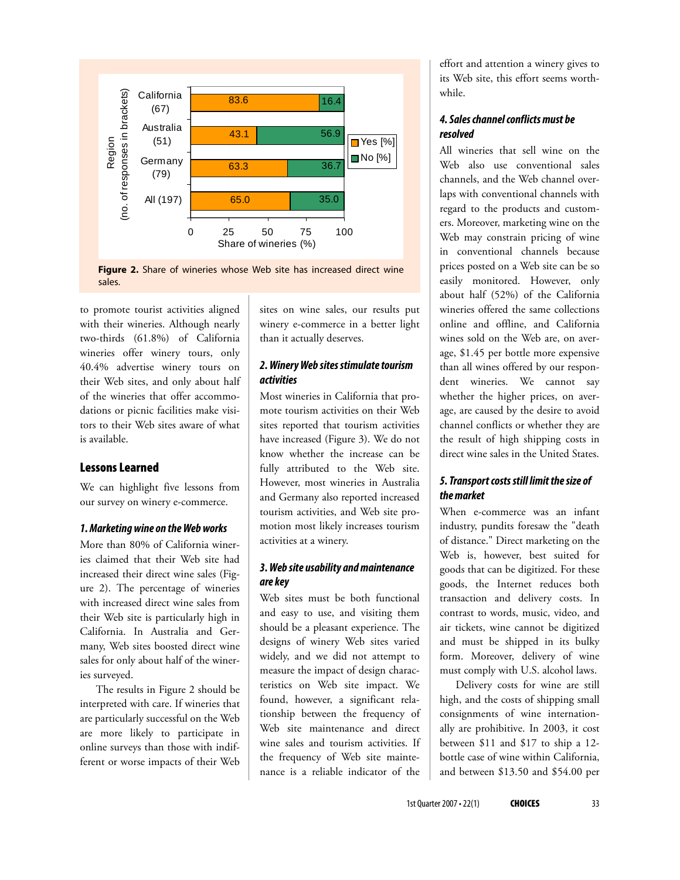| Region (no. of responses in brackets) | Yes [%] | No [%] |
|---|---|---|
| California (67) | 83.6 | 16.4 |
| Australia (51) | 43.1 | 56.9 |
| Germany (79) | 63.3 | 36.7 |
| All (197) | 65.0 | 35.0 |

Share of wineries (%)

**Figure 2.** Share of wineries whose Web site has increased direct wine sales.

to promote tourist activities aligned with their wineries. Although nearly two-thirds (61.8%) of California wineries offer winery tours, only 40.4% advertise winery tours on their Web sites, and only about half of the wineries that offer accommodations or picnic facilities make visitors to their Web sites aware of what is available.

## Lessons Learned

We can highlight five lessons from our survey on winery e-commerce.

### *1. Marketing wine on the Web works*

More than 80% of California wineries claimed that their Web site had increased their direct wine sales (Figure 2). The percentage of wineries with increased direct wine sales from their Web site is particularly high in California. In Australia and Germany, Web sites boosted direct wine sales for only about half of the wineries surveyed.

The results in Figure 2 should be interpreted with care. If wineries that are particularly successful on the Web are more likely to participate in online surveys than those with indifferent or worse impacts of their Web sites on wine sales, our results put winery e-commerce in a better light than it actually deserves.

### *2. Winery Web sites stimulate tourism activities*

Most wineries in California that promote tourism activities on their Web sites reported that tourism activities have increased (Figure 3). We do not know whether the increase can be fully attributed to the Web site. However, most wineries in Australia and Germany also reported increased tourism activities, and Web site promotion most likely increases tourism activities at a winery.

### *3. Web site usability and maintenance are key*

Web sites must be both functional and easy to use, and visiting them should be a pleasant experience. The designs of winery Web sites varied widely, and we did not attempt to measure the impact of design characteristics on Web site impact. We found, however, a significant relationship between the frequency of Web site maintenance and direct wine sales and tourism activities. If the frequency of Web site maintenance is a reliable indicator of the effort and attention a winery gives to its Web site, this effort seems worthwhile.

### *4. Sales channel conflicts must be resolved*

All wineries that sell wine on the Web also use conventional sales channels, and the Web channel overlaps with conventional channels with regard to the products and customers. Moreover, marketing wine on the Web may constrain pricing of wine in conventional channels because prices posted on a Web site can be so easily monitored. However, only about half (52%) of the California wineries offered the same collections online and offline, and California wines sold on the Web are, on average, $1.45 per bottle more expensive than all wines offered by our respondent wineries. We cannot say whether the higher prices, on average, are caused by the desire to avoid channel conflicts or whether they are the result of high shipping costs in direct wine sales in the United States.

### *5. Transport costs still limit the size of the market*

When e-commerce was an infant industry, pundits foresaw the "death of distance." Direct marketing on the Web is, however, best suited for goods that can be digitized. For these goods, the Internet reduces both transaction and delivery costs. In contrast to words, music, video, and air tickets, wine cannot be digitized and must be shipped in its bulky form. Moreover, delivery of wine must comply with U.S. alcohol laws.

Delivery costs for wine are still high, and the costs of shipping small consignments of wine internationally are prohibitive. In 2003, it cost between $11 and $17 to ship a 12-bottle case of wine within California, and between $13.50 and $54.00 per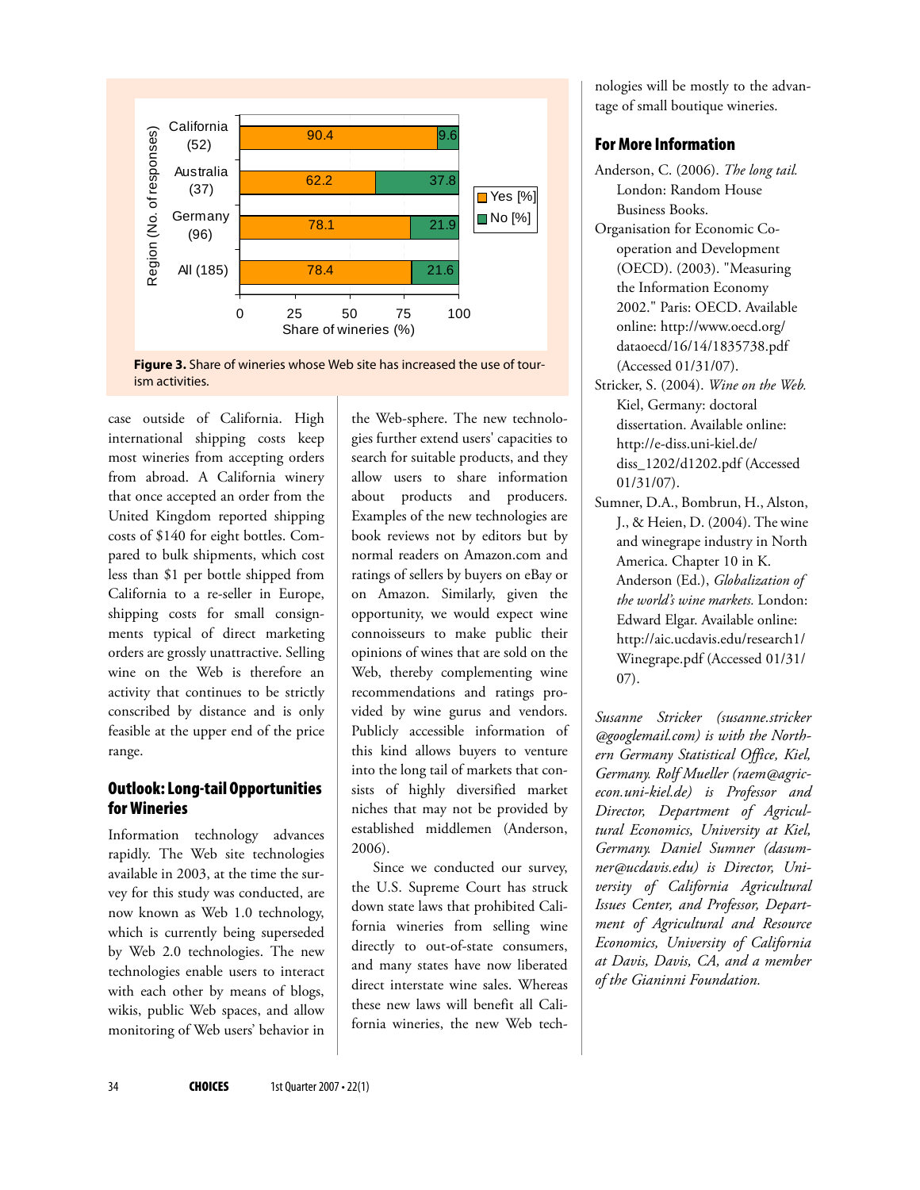Region (No. of responses)

California (52)
90.4
9.6

Australia (37)
62.2
37.8

Germany (96)
78.1
21.9

All (185)
78.4
21.6

Yes [%]
No [%]

0 25 50 75 100

Share of wineries (%)

**Figure 3.** Share of wineries whose Web site has increased the use of tourism activities.

case outside of California. High international shipping costs keep most wineries from accepting orders from abroad. A California winery that once accepted an order from the United Kingdom reported shipping costs of $140 for eight bottles. Compared to bulk shipments, which cost less than $1 per bottle shipped from California to a re-seller in Europe, shipping costs for small consignments typical of direct marketing orders are grossly unattractive. Selling wine on the Web is therefore an activity that continues to be strictly conscribed by distance and is only feasible at the upper end of the price range.

## Outlook: Long-tail Opportunities for Wineries

Information technology advances rapidly. The Web site technologies available in 2003, at the time the survey for this study was conducted, are now known as Web 1.0 technology, which is currently being superseded by Web 2.0 technologies. The new technologies enable users to interact with each other by means of blogs, wikis, public Web spaces, and allow monitoring of Web users' behavior in the Web-sphere. The new technologies further extend users' capacities to search for suitable products, and they allow users to share information about products and producers. Examples of the new technologies are book reviews not by editors but by normal readers on Amazon.com and ratings of sellers by buyers on eBay or on Amazon. Similarly, given the opportunity, we would expect wine connoisseurs to make public their opinions of wines that are sold on the Web, thereby complementing wine recommendations and ratings provided by wine gurus and vendors. Publicly accessible information of this kind allows buyers to venture into the long tail of markets that consists of highly diversified market niches that may not be provided by established middlemen (Anderson, 2006).

Since we conducted our survey, the U.S. Supreme Court has struck down state laws that prohibited California wineries from selling wine directly to out-of-state consumers, and many states have now liberated direct interstate wine sales. Whereas these new laws will benefit all California wineries, the new Web technologies will be mostly to the advantage of small boutique wineries.

## For More Information

Anderson, C. (2006). *The long tail.* London: Random House Business Books.

Organisation for Economic Co-operation and Development (OECD). (2003). "Measuring the Information Economy 2002." Paris: OECD. Available online: http://www.oecd.org/dataoecd/16/14/1835738.pdf (Accessed 01/31/07).

Stricker, S. (2004). *Wine on the Web.* Kiel, Germany: doctoral dissertation. Available online: http://e-diss.uni-kiel.de/diss_1202/d1202.pdf (Accessed 01/31/07).

Sumner, D.A., Bombrun, H., Alston, J., & Heien, D. (2004). The wine and winegrape industry in North America. Chapter 10 in K. Anderson (Ed.), *Globalization of the world's wine markets.* London: Edward Elgar. Available online: http://aic.ucdavis.edu/research1/Winegrape.pdf (Accessed 01/31/07).

*Susanne Stricker (susanne.stricker@googlemail.com) is with the Northern Germany Statistical Office, Kiel, Germany. Rolf Mueller (raem@agric-econ.uni-kiel.de) is Professor and Director, Department of Agricultural Economics, University at Kiel, Germany. Daniel Sumner (dasumner@ucdavis.edu) is Director, University of California Agricultural Issues Center, and Professor, Department of Agricultural and Resource Economics, University of California at Davis, Davis, CA, and a member of the Gianinni Foundation.*